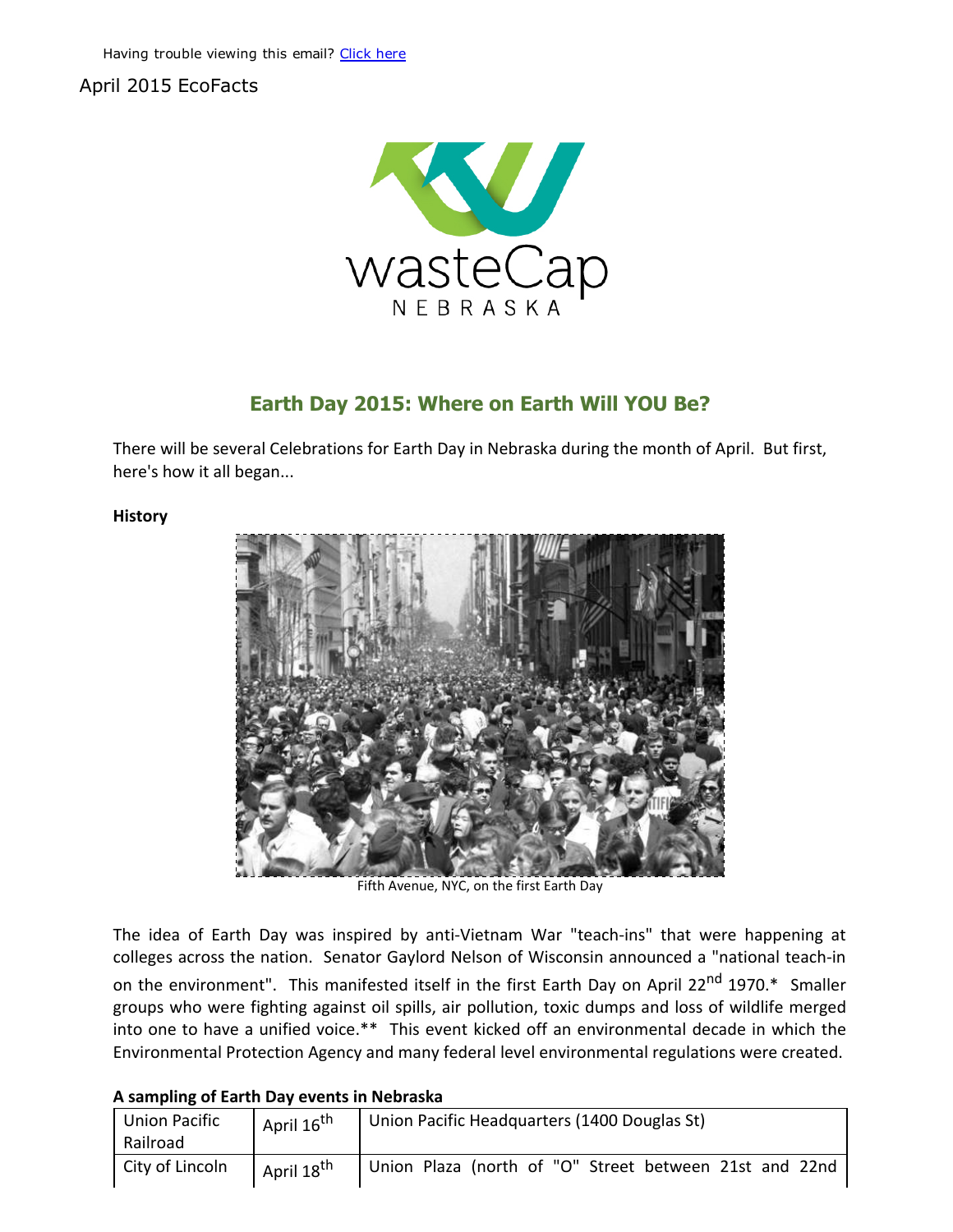Having trouble viewing this email? Click here

April 2015 EcoFacts

## Earth Day 2015: Where on Earth Will YOU Be?

There will be several Celebrations for Earth Day in Nebraska during the month of April. But first, here's how it all began...

**History**

Fifth Avenue, NYC, on the first Earth Day

The idea of Earth Day was inspired by anti-Vietnam War "teach-ins" that were happening at colleges across the nation. Senator Gaylord Nelson of Wisconsin announced a "national teach-in on the environment". This manifested itself in the first Earth Day on April 22nd 1970.* Smaller groups who were fighting against oil spills, air pollution, toxic dumps and loss of wildlife merged into one to have a unified voice.** This event kicked off an environmental decade in which the Environmental Protection Agency and many federal level environmental regulations were created.

**A sampling of Earth Day events in Nebraska**

| | | |
|---|---|---|
| Union Pacific Railroad | April 16th | Union Pacific Headquarters (1400 Douglas St) |
| City of Lincoln | April 18th | Union Plaza (north of "O" Street between 21st and 22nd |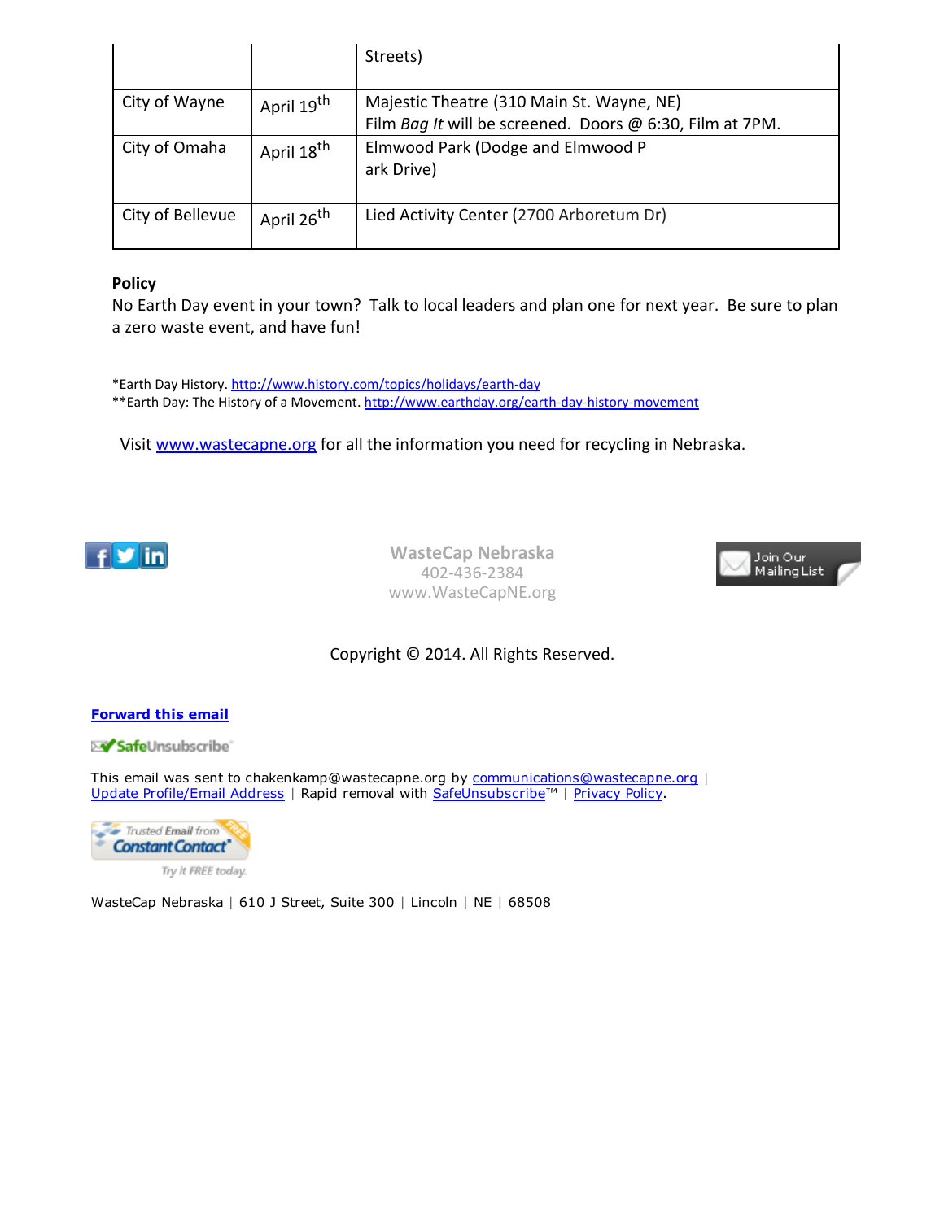| | | |
|---|---|---|
| | | Streets) |
| City of Wayne | April 19th | Majestic Theatre (310 Main St. Wayne, NE) Film *Bag It* will be screened. Doors @ 6:30, Film at 7PM. |
| City of Omaha | April 18th | Elmwood Park (Dodge and Elmwood P ark Drive) |
| City of Bellevue | April 26th | Lied Activity Center (2700 Arboretum Dr) |

**Policy**

No Earth Day event in your town? Talk to local leaders and plan one for next year. Be sure to plan a zero waste event, and have fun!

*Earth Day History. http://www.history.com/topics/holidays/earth-day

**Earth Day: The History of a Movement. http://www.earthday.org/earth-day-history-movement

Visit www.wastecapne.org for all the information you need for recycling in Nebraska.

WasteCap Nebraska
402-436-2384
www.WasteCapNE.org

Join Our Mailing List

Copyright © 2014. All Rights Reserved.

**Forward this email**

SafeUnsubscribe

This email was sent to chakenkamp@wastecapne.org by communications@wastecapne.org | Update Profile/Email Address | Rapid removal with SafeUnsubscribe™ | Privacy Policy.

Trusted Email from Constant Contact
Try it FREE today.

WasteCap Nebraska | 610 J Street, Suite 300 | Lincoln | NE | 68508